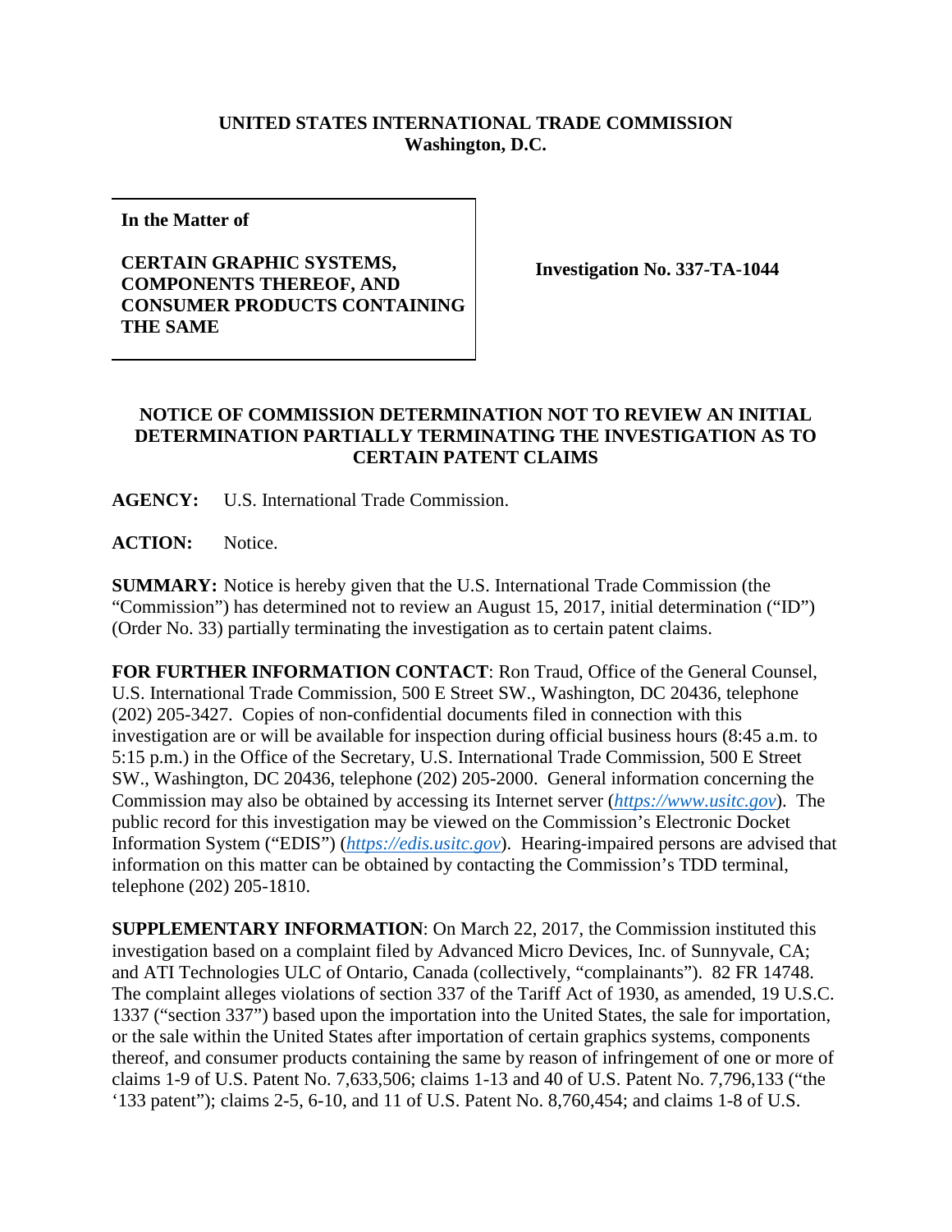**UNITED STATES INTERNATIONAL TRADE COMMISSION**
**Washington, D.C.**

| | |
|---|---|
| **In the Matter of**<br><br>**CERTAIN GRAPHIC SYSTEMS, COMPONENTS THEREOF, AND CONSUMER PRODUCTS CONTAINING THE SAME** | **Investigation No. 337-TA-1044** |

## NOTICE OF COMMISSION DETERMINATION NOT TO REVIEW AN INITIAL DETERMINATION PARTIALLY TERMINATING THE INVESTIGATION AS TO CERTAIN PATENT CLAIMS

**AGENCY:** U.S. International Trade Commission.

**ACTION:** Notice.

**SUMMARY:** Notice is hereby given that the U.S. International Trade Commission (the "Commission") has determined not to review an August 15, 2017, initial determination ("ID") (Order No. 33) partially terminating the investigation as to certain patent claims.

**FOR FURTHER INFORMATION CONTACT**: Ron Traud, Office of the General Counsel, U.S. International Trade Commission, 500 E Street SW., Washington, DC 20436, telephone (202) 205-3427. Copies of non-confidential documents filed in connection with this investigation are or will be available for inspection during official business hours (8:45 a.m. to 5:15 p.m.) in the Office of the Secretary, U.S. International Trade Commission, 500 E Street SW., Washington, DC 20436, telephone (202) 205-2000. General information concerning the Commission may also be obtained by accessing its Internet server (*https://www.usitc.gov*). The public record for this investigation may be viewed on the Commission's Electronic Docket Information System ("EDIS") (*https://edis.usitc.gov*). Hearing-impaired persons are advised that information on this matter can be obtained by contacting the Commission's TDD terminal, telephone (202) 205-1810.

**SUPPLEMENTARY INFORMATION**: On March 22, 2017, the Commission instituted this investigation based on a complaint filed by Advanced Micro Devices, Inc. of Sunnyvale, CA; and ATI Technologies ULC of Ontario, Canada (collectively, "complainants"). 82 FR 14748. The complaint alleges violations of section 337 of the Tariff Act of 1930, as amended, 19 U.S.C. 1337 ("section 337") based upon the importation into the United States, the sale for importation, or the sale within the United States after importation of certain graphics systems, components thereof, and consumer products containing the same by reason of infringement of one or more of claims 1-9 of U.S. Patent No. 7,633,506; claims 1-13 and 40 of U.S. Patent No. 7,796,133 ("the '133 patent"); claims 2-5, 6-10, and 11 of U.S. Patent No. 8,760,454; and claims 1-8 of U.S.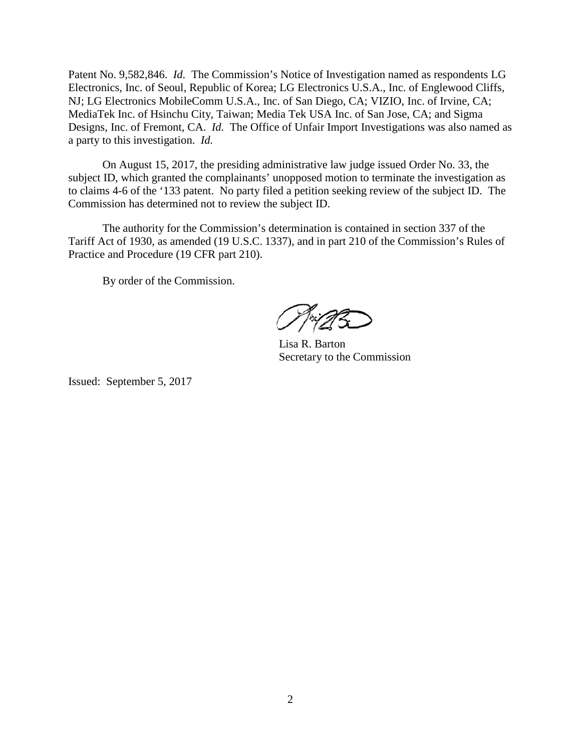Patent No. 9,582,846. *Id*. The Commission's Notice of Investigation named as respondents LG Electronics, Inc. of Seoul, Republic of Korea; LG Electronics U.S.A., Inc. of Englewood Cliffs, NJ; LG Electronics MobileComm U.S.A., Inc. of San Diego, CA; VIZIO, Inc. of Irvine, CA; MediaTek Inc. of Hsinchu City, Taiwan; Media Tek USA Inc. of San Jose, CA; and Sigma Designs, Inc. of Fremont, CA. *Id.* The Office of Unfair Import Investigations was also named as a party to this investigation. *Id.*

On August 15, 2017, the presiding administrative law judge issued Order No. 33, the subject ID, which granted the complainants' unopposed motion to terminate the investigation as to claims 4-6 of the '133 patent. No party filed a petition seeking review of the subject ID. The Commission has determined not to review the subject ID.

The authority for the Commission's determination is contained in section 337 of the Tariff Act of 1930, as amended (19 U.S.C. 1337), and in part 210 of the Commission's Rules of Practice and Procedure (19 CFR part 210).

By order of the Commission.

Lisa R. Barton
Secretary to the Commission

Issued: September 5, 2017